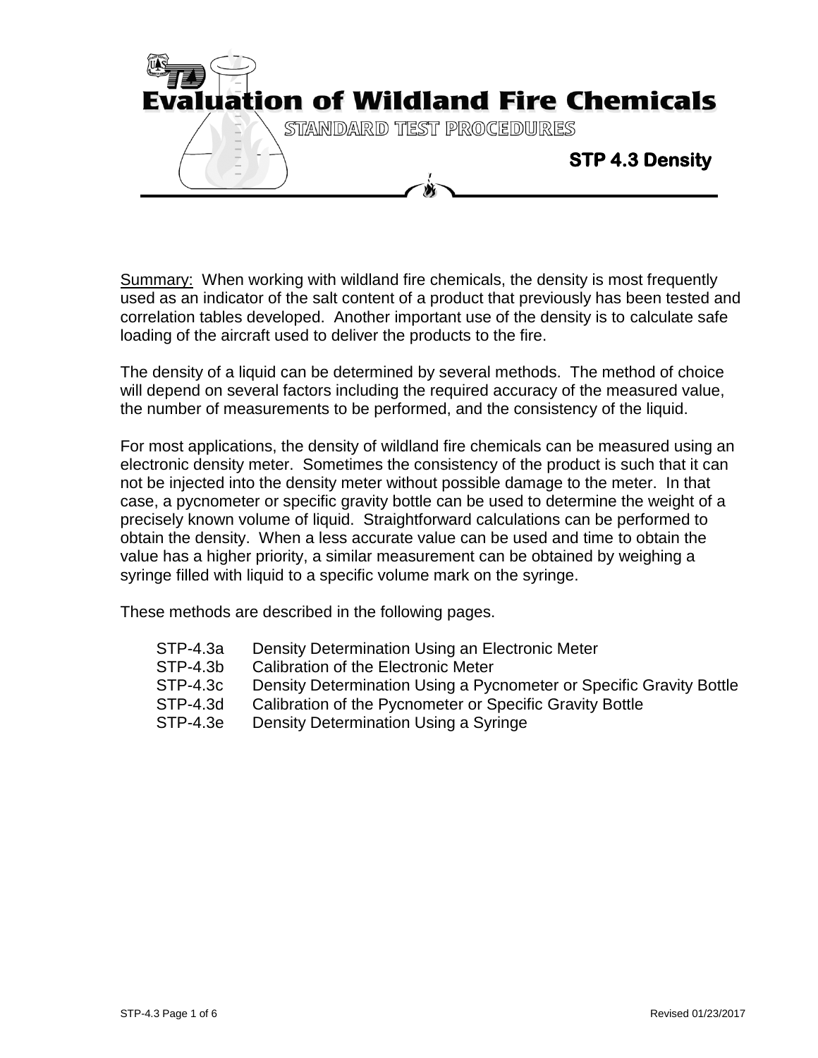# Evaluation of Wildland Fire Chemicals

STANDARD TEST PROCEDURES

## STP 4.3 Density

Summary: When working with wildland fire chemicals, the density is most frequently used as an indicator of the salt content of a product that previously has been tested and correlation tables developed. Another important use of the density is to calculate safe loading of the aircraft used to deliver the products to the fire.

The density of a liquid can be determined by several methods. The method of choice will depend on several factors including the required accuracy of the measured value, the number of measurements to be performed, and the consistency of the liquid.

For most applications, the density of wildland fire chemicals can be measured using an electronic density meter. Sometimes the consistency of the product is such that it can not be injected into the density meter without possible damage to the meter. In that case, a pycnometer or specific gravity bottle can be used to determine the weight of a precisely known volume of liquid. Straightforward calculations can be performed to obtain the density. When a less accurate value can be used and time to obtain the value has a higher priority, a similar measurement can be obtained by weighing a syringe filled with liquid to a specific volume mark on the syringe.

These methods are described in the following pages.

- STP-4.3a Density Determination Using an Electronic Meter
- STP-4.3b Calibration of the Electronic Meter
- STP-4.3c Density Determination Using a Pycnometer or Specific Gravity Bottle
- STP-4.3d Calibration of the Pycnometer or Specific Gravity Bottle
- STP-4.3e Density Determination Using a Syringe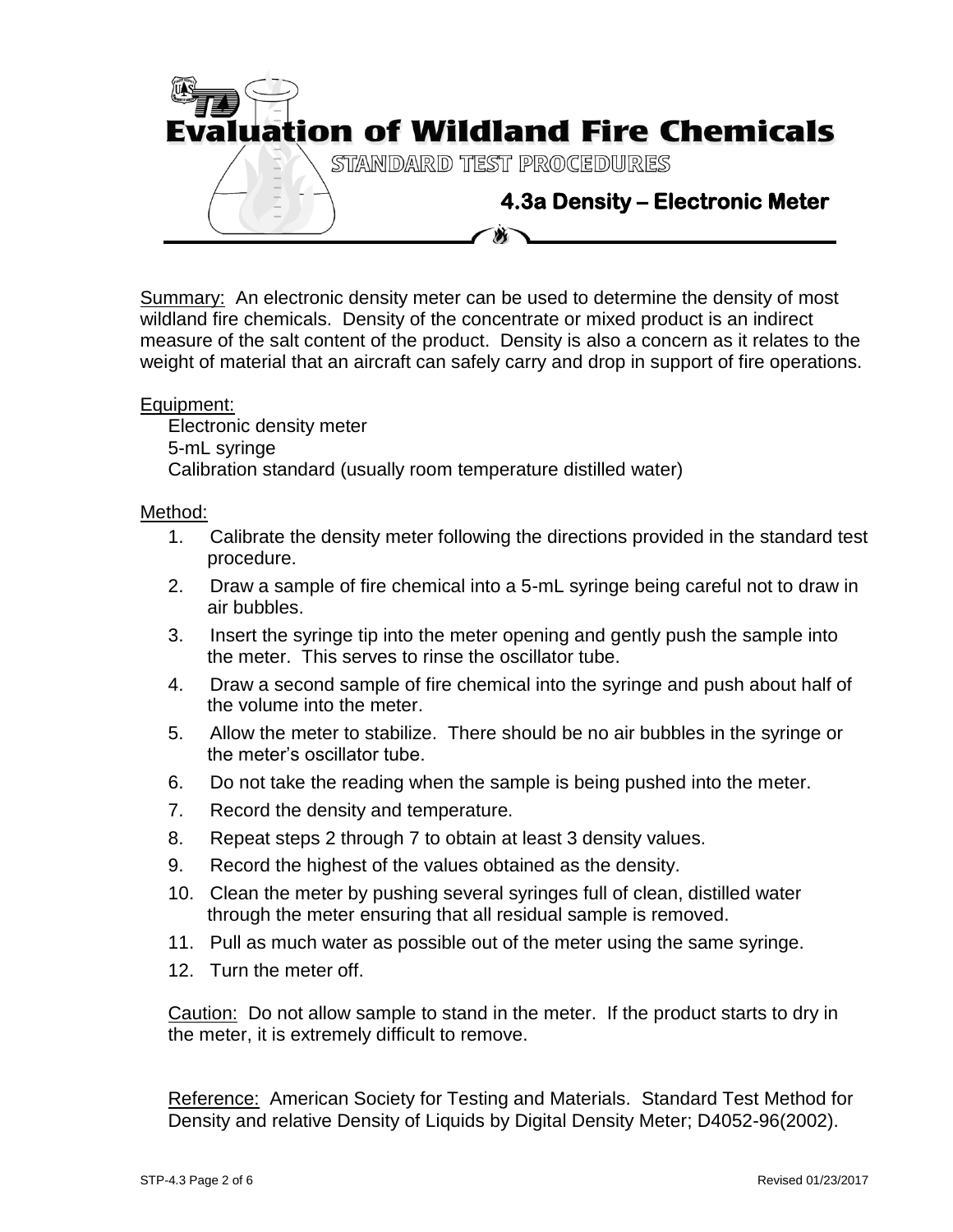# Evaluation of Wildland Fire Chemicals

STANDARD TEST PROCEDURES

## 4.3a Density – Electronic Meter

Summary: An electronic density meter can be used to determine the density of most wildland fire chemicals. Density of the concentrate or mixed product is an indirect measure of the salt content of the product. Density is also a concern as it relates to the weight of material that an aircraft can safely carry and drop in support of fire operations.

Equipment:

- Electronic density meter
- 5-mL syringe
- Calibration standard (usually room temperature distilled water)

Method:

1. Calibrate the density meter following the directions provided in the standard test procedure.
2. Draw a sample of fire chemical into a 5-mL syringe being careful not to draw in air bubbles.
3. Insert the syringe tip into the meter opening and gently push the sample into the meter. This serves to rinse the oscillator tube.
4. Draw a second sample of fire chemical into the syringe and push about half of the volume into the meter.
5. Allow the meter to stabilize. There should be no air bubbles in the syringe or the meter's oscillator tube.
6. Do not take the reading when the sample is being pushed into the meter.
7. Record the density and temperature.
8. Repeat steps 2 through 7 to obtain at least 3 density values.
9. Record the highest of the values obtained as the density.
10. Clean the meter by pushing several syringes full of clean, distilled water through the meter ensuring that all residual sample is removed.
11. Pull as much water as possible out of the meter using the same syringe.
12. Turn the meter off.

Caution: Do not allow sample to stand in the meter. If the product starts to dry in the meter, it is extremely difficult to remove.

Reference: American Society for Testing and Materials. Standard Test Method for Density and relative Density of Liquids by Digital Density Meter; D4052-96(2002).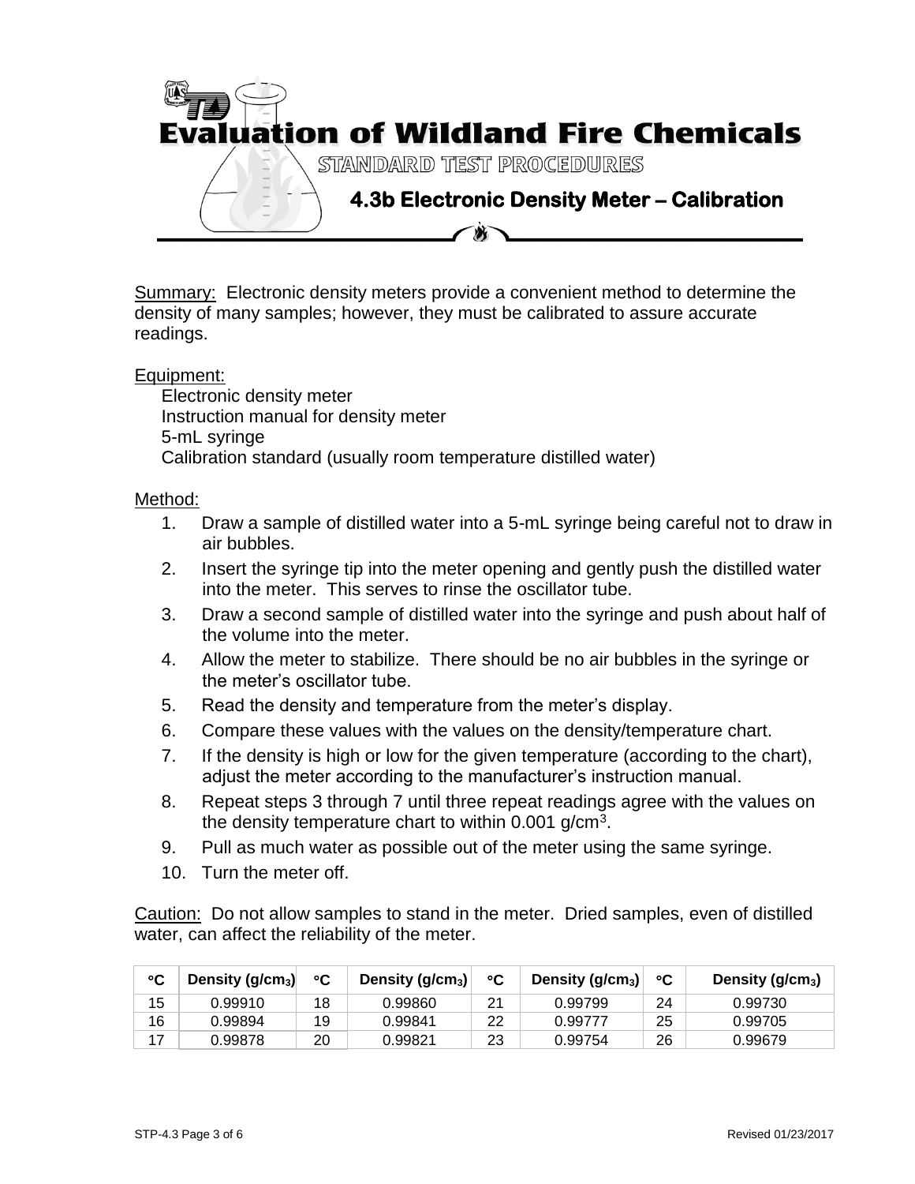# Evaluation of Wildland Fire Chemicals

STANDARD TEST PROCEDURES

## 4.3b Electronic Density Meter – Calibration

Summary: Electronic density meters provide a convenient method to determine the density of many samples; however, they must be calibrated to assure accurate readings.

Equipment:

- Electronic density meter
- Instruction manual for density meter
- 5-mL syringe
- Calibration standard (usually room temperature distilled water)

Method:

1. Draw a sample of distilled water into a 5-mL syringe being careful not to draw in air bubbles.
2. Insert the syringe tip into the meter opening and gently push the distilled water into the meter. This serves to rinse the oscillator tube.
3. Draw a second sample of distilled water into the syringe and push about half of the volume into the meter.
4. Allow the meter to stabilize. There should be no air bubbles in the syringe or the meter's oscillator tube.
5. Read the density and temperature from the meter's display.
6. Compare these values with the values on the density/temperature chart.
7. If the density is high or low for the given temperature (according to the chart), adjust the meter according to the manufacturer's instruction manual.
8. Repeat steps 3 through 7 until three repeat readings agree with the values on the density temperature chart to within 0.001 g/cm$^3$.
9. Pull as much water as possible out of the meter using the same syringe.
10. Turn the meter off.

Caution: Do not allow samples to stand in the meter. Dried samples, even of distilled water, can affect the reliability of the meter.

| °C | Density (g/cm$_3$) | °C | Density (g/cm$_3$) | °C | Density (g/cm$_3$) | °C | Density (g/cm$_3$) |
|---|---|---|---|---|---|---|---|
| 15 | 0.99910 | 18 | 0.99860 | 21 | 0.99799 | 24 | 0.99730 |
| 16 | 0.99894 | 19 | 0.99841 | 22 | 0.99777 | 25 | 0.99705 |
| 17 | 0.99878 | 20 | 0.99821 | 23 | 0.99754 | 26 | 0.99679 |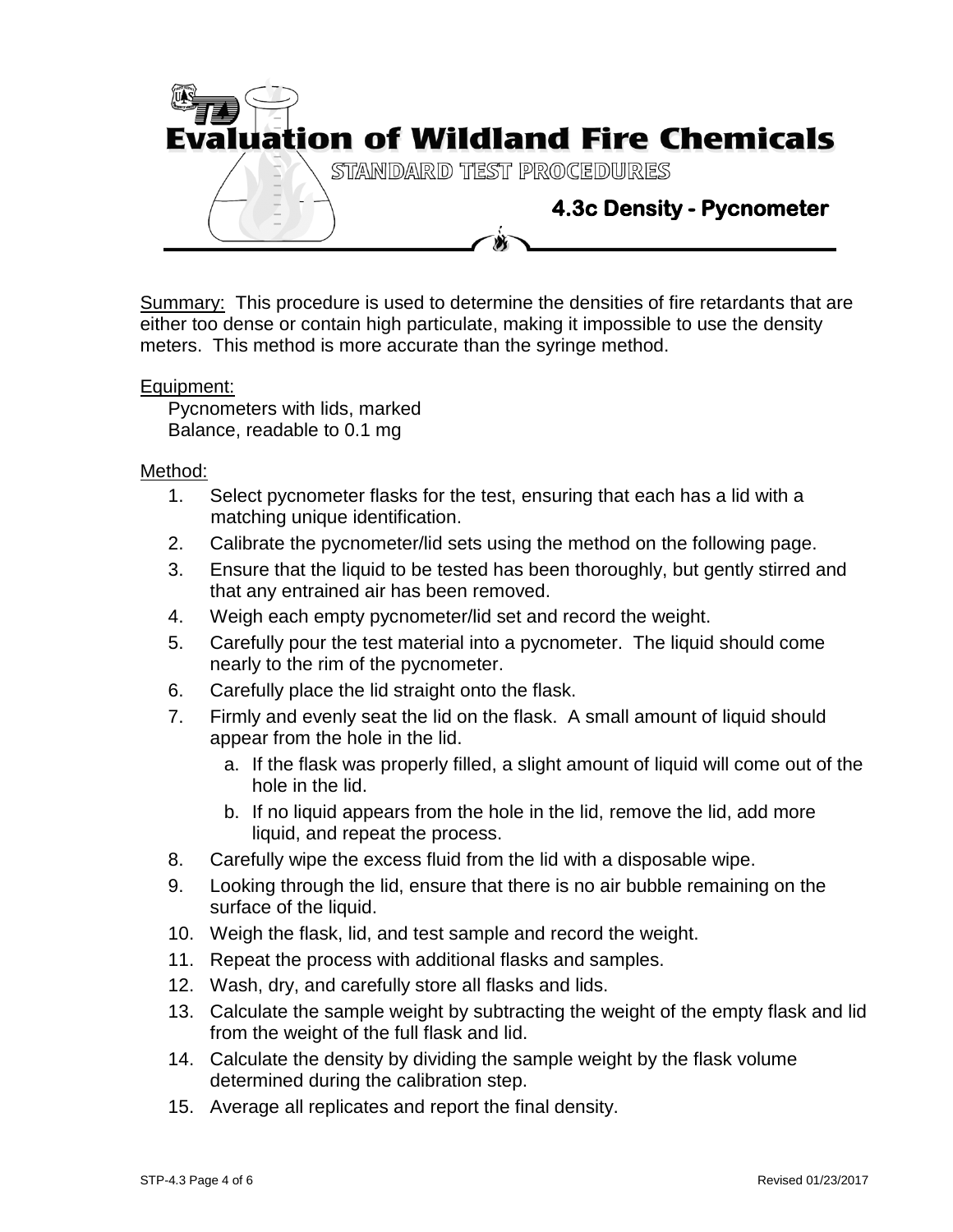# Evaluation of Wildland Fire Chemicals

STANDARD TEST PROCEDURES

## 4.3c Density - Pycnometer

Summary: This procedure is used to determine the densities of fire retardants that are either too dense or contain high particulate, making it impossible to use the density meters. This method is more accurate than the syringe method.

Equipment:

Pycnometers with lids, marked
Balance, readable to 0.1 mg

Method:

1. Select pycnometer flasks for the test, ensuring that each has a lid with a matching unique identification.
2. Calibrate the pycnometer/lid sets using the method on the following page.
3. Ensure that the liquid to be tested has been thoroughly, but gently stirred and that any entrained air has been removed.
4. Weigh each empty pycnometer/lid set and record the weight.
5. Carefully pour the test material into a pycnometer. The liquid should come nearly to the rim of the pycnometer.
6. Carefully place the lid straight onto the flask.
7. Firmly and evenly seat the lid on the flask. A small amount of liquid should appear from the hole in the lid.
   a. If the flask was properly filled, a slight amount of liquid will come out of the hole in the lid.
   b. If no liquid appears from the hole in the lid, remove the lid, add more liquid, and repeat the process.
8. Carefully wipe the excess fluid from the lid with a disposable wipe.
9. Looking through the lid, ensure that there is no air bubble remaining on the surface of the liquid.
10. Weigh the flask, lid, and test sample and record the weight.
11. Repeat the process with additional flasks and samples.
12. Wash, dry, and carefully store all flasks and lids.
13. Calculate the sample weight by subtracting the weight of the empty flask and lid from the weight of the full flask and lid.
14. Calculate the density by dividing the sample weight by the flask volume determined during the calibration step.
15. Average all replicates and report the final density.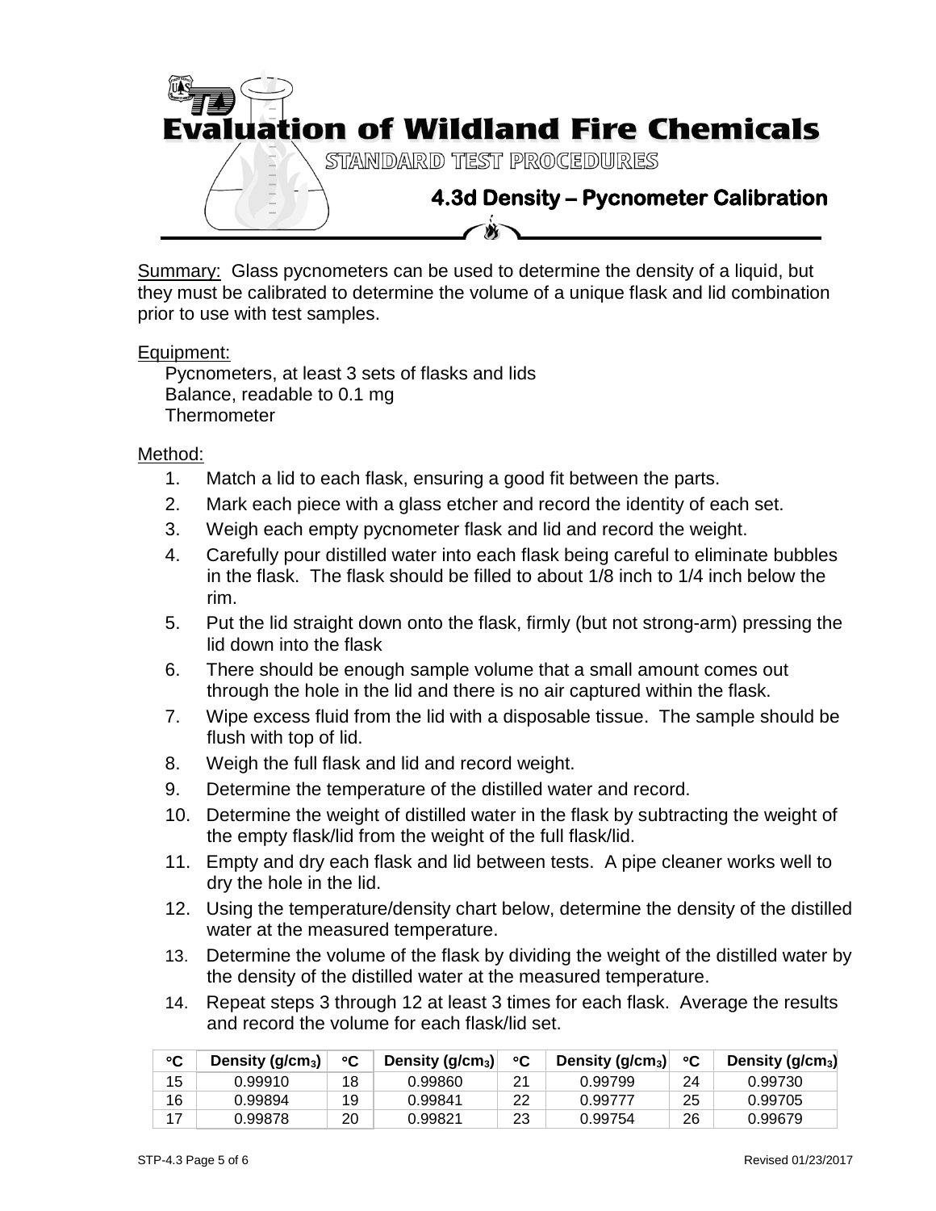# Evaluation of Wildland Fire Chemicals

STANDARD TEST PROCEDURES

## 4.3d Density – Pycnometer Calibration

Summary: Glass pycnometers can be used to determine the density of a liquid, but they must be calibrated to determine the volume of a unique flask and lid combination prior to use with test samples.

Equipment:

- Pycnometers, at least 3 sets of flasks and lids
- Balance, readable to 0.1 mg
- Thermometer

Method:

1. Match a lid to each flask, ensuring a good fit between the parts.
2. Mark each piece with a glass etcher and record the identity of each set.
3. Weigh each empty pycnometer flask and lid and record the weight.
4. Carefully pour distilled water into each flask being careful to eliminate bubbles in the flask. The flask should be filled to about 1/8 inch to 1/4 inch below the rim.
5. Put the lid straight down onto the flask, firmly (but not strong-arm) pressing the lid down into the flask
6. There should be enough sample volume that a small amount comes out through the hole in the lid and there is no air captured within the flask.
7. Wipe excess fluid from the lid with a disposable tissue. The sample should be flush with top of lid.
8. Weigh the full flask and lid and record weight.
9. Determine the temperature of the distilled water and record.
10. Determine the weight of distilled water in the flask by subtracting the weight of the empty flask/lid from the weight of the full flask/lid.
11. Empty and dry each flask and lid between tests. A pipe cleaner works well to dry the hole in the lid.
12. Using the temperature/density chart below, determine the density of the distilled water at the measured temperature.
13. Determine the volume of the flask by dividing the weight of the distilled water by the density of the distilled water at the measured temperature.
14. Repeat steps 3 through 12 at least 3 times for each flask. Average the results and record the volume for each flask/lid set.

| °C | Density ($g/cm_3$) | °C | Density ($g/cm_3$) | °C | Density ($g/cm_3$) | °C | Density ($g/cm_3$) |
|---|---|---|---|---|---|---|---|
| 15 | 0.99910 | 18 | 0.99860 | 21 | 0.99799 | 24 | 0.99730 |
| 16 | 0.99894 | 19 | 0.99841 | 22 | 0.99777 | 25 | 0.99705 |
| 17 | 0.99878 | 20 | 0.99821 | 23 | 0.99754 | 26 | 0.99679 |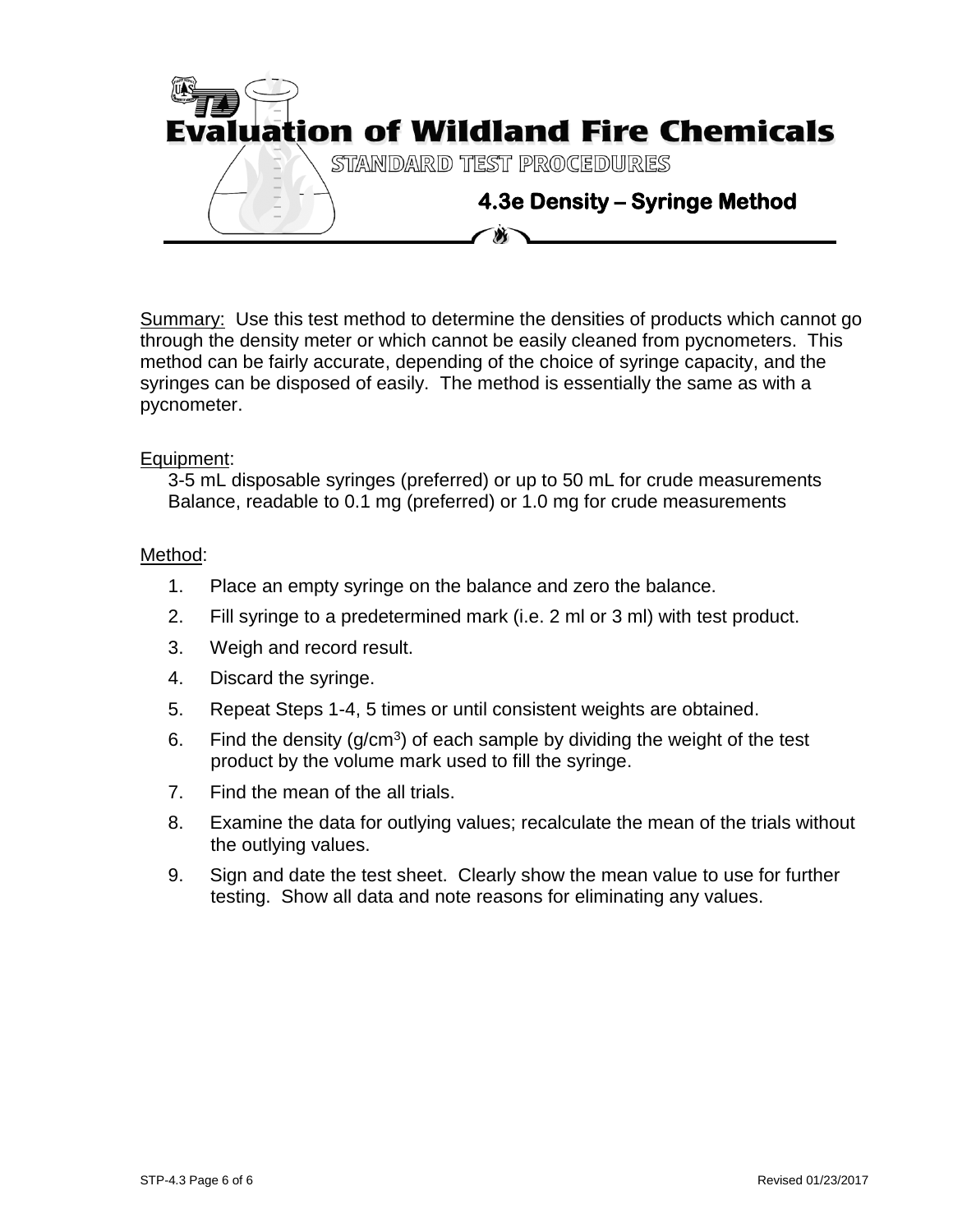# Evaluation of Wildland Fire Chemicals

## STANDARD TEST PROCEDURES

### 4.3e Density – Syringe Method

Summary: Use this test method to determine the densities of products which cannot go through the density meter or which cannot be easily cleaned from pycnometers. This method can be fairly accurate, depending of the choice of syringe capacity, and the syringes can be disposed of easily. The method is essentially the same as with a pycnometer.

Equipment:

3-5 mL disposable syringes (preferred) or up to 50 mL for crude measurements
Balance, readable to 0.1 mg (preferred) or 1.0 mg for crude measurements

Method:

1. Place an empty syringe on the balance and zero the balance.
2. Fill syringe to a predetermined mark (i.e. 2 ml or 3 ml) with test product.
3. Weigh and record result.
4. Discard the syringe.
5. Repeat Steps 1-4, 5 times or until consistent weights are obtained.
6. Find the density ($g/cm^3$) of each sample by dividing the weight of the test product by the volume mark used to fill the syringe.
7. Find the mean of the all trials.
8. Examine the data for outlying values; recalculate the mean of the trials without the outlying values.
9. Sign and date the test sheet. Clearly show the mean value to use for further testing. Show all data and note reasons for eliminating any values.